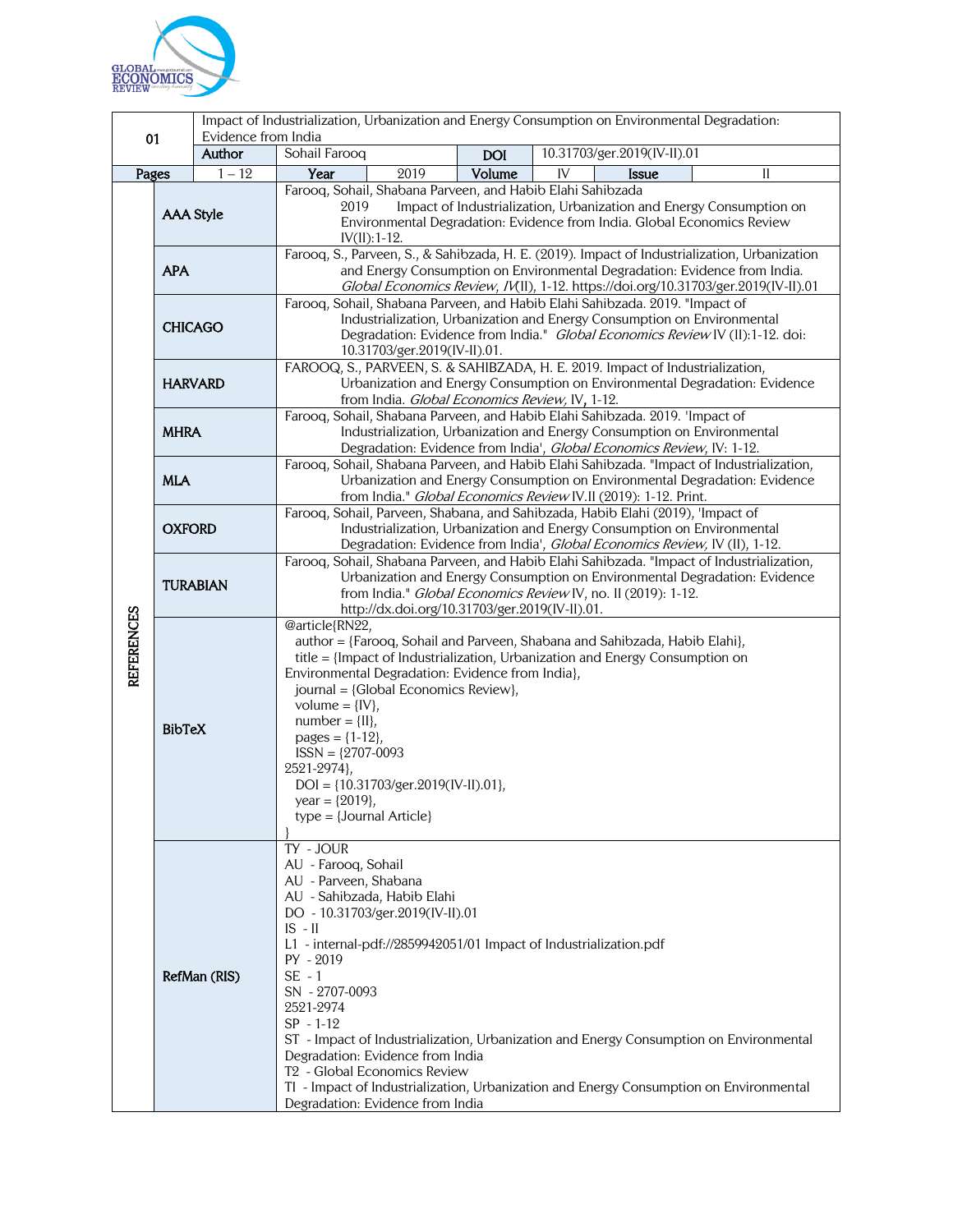| 01 | Impact of Industrialization, Urbanization and Energy Consumption on Environmental Degradation: Evidence from India | | | | | |
|---|---|---|---|---|---|---|
| | Author | Sohail Farooq | DOI | 10.31703/ger.2019(IV-II).01 | | |
| Pages | 1 – 12 | Year | 2019 | Volume | IV | Issue II |

| REFERENCES | | |
|---|---|---|
| | AAA Style | Farooq, Sohail, Shabana Parveen, and Habib Elahi Sahibzada 2019 Impact of Industrialization, Urbanization and Energy Consumption on Environmental Degradation: Evidence from India. Global Economics Review IV(II):1-12. |
| | APA | Farooq, S., Parveen, S., & Sahibzada, H. E. (2019). Impact of Industrialization, Urbanization and Energy Consumption on Environmental Degradation: Evidence from India. *Global Economics Review, IV*(II), 1-12. https://doi.org/10.31703/ger.2019(IV-II).01 |
| | CHICAGO | Farooq, Sohail, Shabana Parveen, and Habib Elahi Sahibzada. 2019. "Impact of Industrialization, Urbanization and Energy Consumption on Environmental Degradation: Evidence from India." *Global Economics Review* IV (II):1-12. doi: 10.31703/ger.2019(IV-II).01. |
| | HARVARD | FAROOQ, S., PARVEEN, S. & SAHIBZADA, H. E. 2019. Impact of Industrialization, Urbanization and Energy Consumption on Environmental Degradation: Evidence from India. *Global Economics Review,* IV, 1-12. |
| | MHRA | Farooq, Sohail, Shabana Parveen, and Habib Elahi Sahibzada. 2019. 'Impact of Industrialization, Urbanization and Energy Consumption on Environmental Degradation: Evidence from India', *Global Economics Review*, IV: 1-12. |
| | MLA | Farooq, Sohail, Shabana Parveen, and Habib Elahi Sahibzada. "Impact of Industrialization, Urbanization and Energy Consumption on Environmental Degradation: Evidence from India." *Global Economics Review* IV.II (2019): 1-12. Print. |
| | OXFORD | Farooq, Sohail, Parveen, Shabana, and Sahibzada, Habib Elahi (2019), 'Impact of Industrialization, Urbanization and Energy Consumption on Environmental Degradation: Evidence from India', *Global Economics Review,* IV (II), 1-12. |
| | TURABIAN | Farooq, Sohail, Shabana Parveen, and Habib Elahi Sahibzada. "Impact of Industrialization, Urbanization and Energy Consumption on Environmental Degradation: Evidence from India." *Global Economics Review* IV, no. II (2019): 1-12. http://dx.doi.org/10.31703/ger.2019(IV-II).01. |
| | BibTeX | @article{RN22,<br>author = {Farooq, Sohail and Parveen, Shabana and Sahibzada, Habib Elahi},<br>title = {Impact of Industrialization, Urbanization and Energy Consumption on Environmental Degradation: Evidence from India},<br>journal = {Global Economics Review},<br>volume = {IV},<br>number = {II},<br>pages = {1-12},<br>ISSN = {2707-0093<br>2521-2974},<br>DOI = {10.31703/ger.2019(IV-II).01},<br>year = {2019},<br>type = {Journal Article}<br>} |
| | RefMan (RIS) | TY - JOUR<br>AU - Farooq, Sohail<br>AU - Parveen, Shabana<br>AU - Sahibzada, Habib Elahi<br>DO - 10.31703/ger.2019(IV-II).01<br>IS - II<br>L1 - internal-pdf://2859942051/01 Impact of Industrialization.pdf<br>PY - 2019<br>SE - 1<br>SN - 2707-0093<br>2521-2974<br>SP - 1-12<br>ST - Impact of Industrialization, Urbanization and Energy Consumption on Environmental Degradation: Evidence from India<br>T2 - Global Economics Review<br>TI - Impact of Industrialization, Urbanization and Energy Consumption on Environmental Degradation: Evidence from India |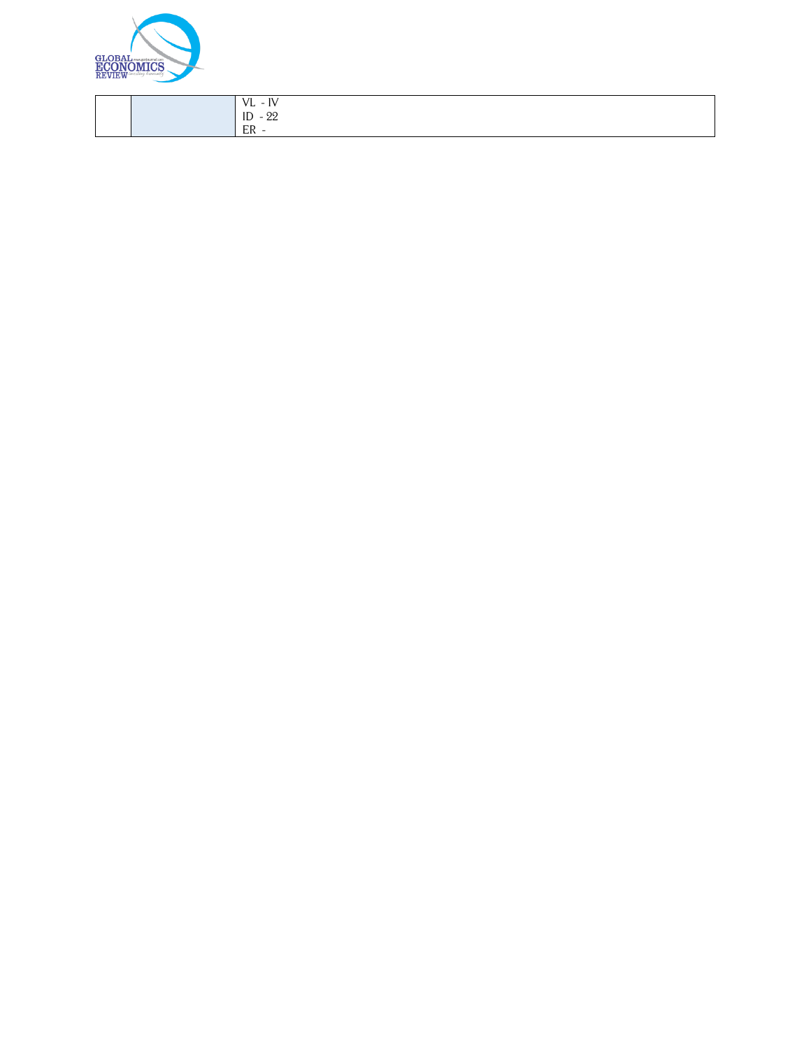| | | |
|---|---|---|
| | | VL - IV<br>ID - 22<br>ER - |